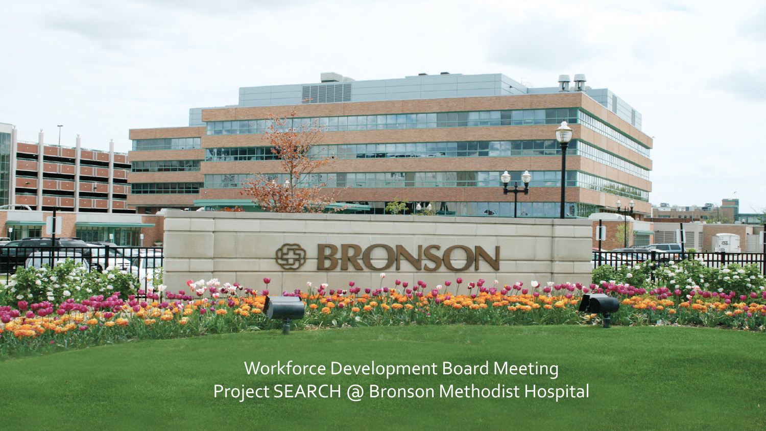Workforce Development Board Meeting

Project SEARCH @ Bronson Methodist Hospital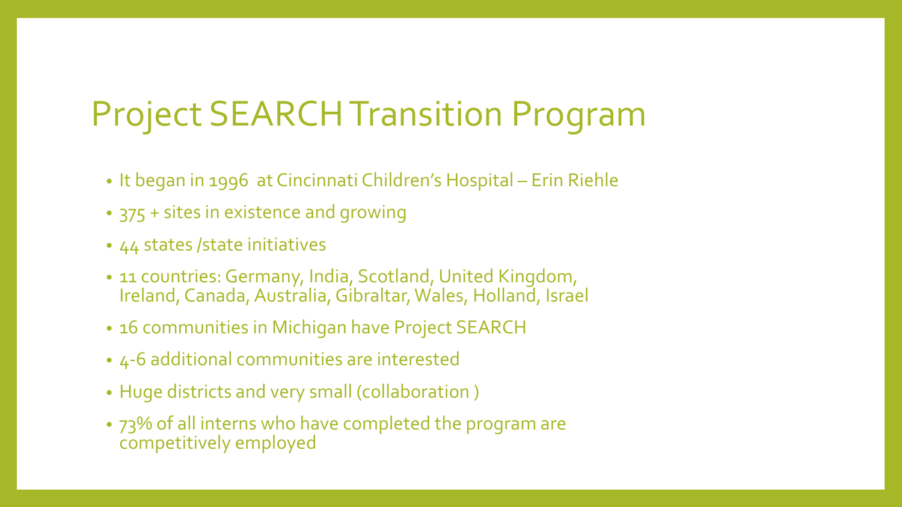# Project SEARCH Transition Program

- It began in 1996 at Cincinnati Children's Hospital – Erin Riehle
- 375 + sites in existence and growing
- 44 states /state initiatives
- 11 countries: Germany, India, Scotland, United Kingdom, Ireland, Canada, Australia, Gibraltar, Wales, Holland, Israel
- 16 communities in Michigan have Project SEARCH
- 4-6 additional communities are interested
- Huge districts and very small (collaboration )
- 73% of all interns who have completed the program are competitively employed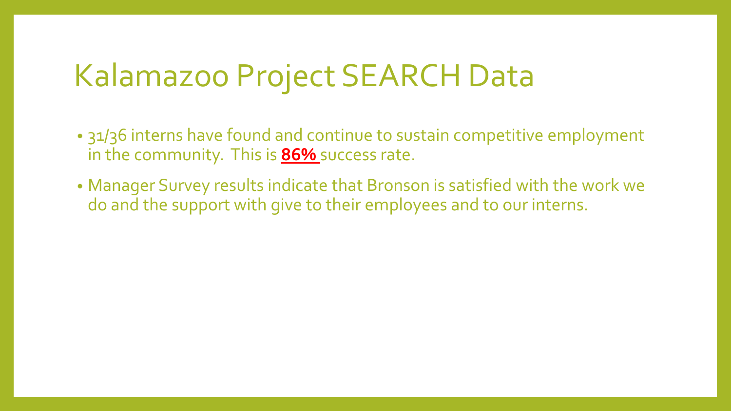# Kalamazoo Project SEARCH Data

- 31/36 interns have found and continue to sustain competitive employment in the community. This is **86%** success rate.
- Manager Survey results indicate that Bronson is satisfied with the work we do and the support with give to their employees and to our interns.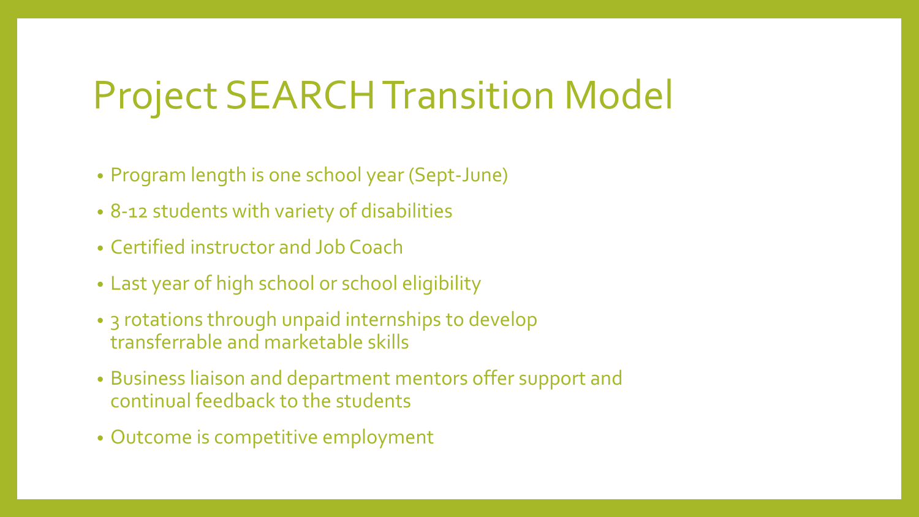# Project SEARCH Transition Model

- Program length is one school year (Sept-June)
- 8-12 students with variety of disabilities
- Certified instructor and Job Coach
- Last year of high school or school eligibility
- 3 rotations through unpaid internships to develop transferrable and marketable skills
- Business liaison and department mentors offer support and continual feedback to the students
- Outcome is competitive employment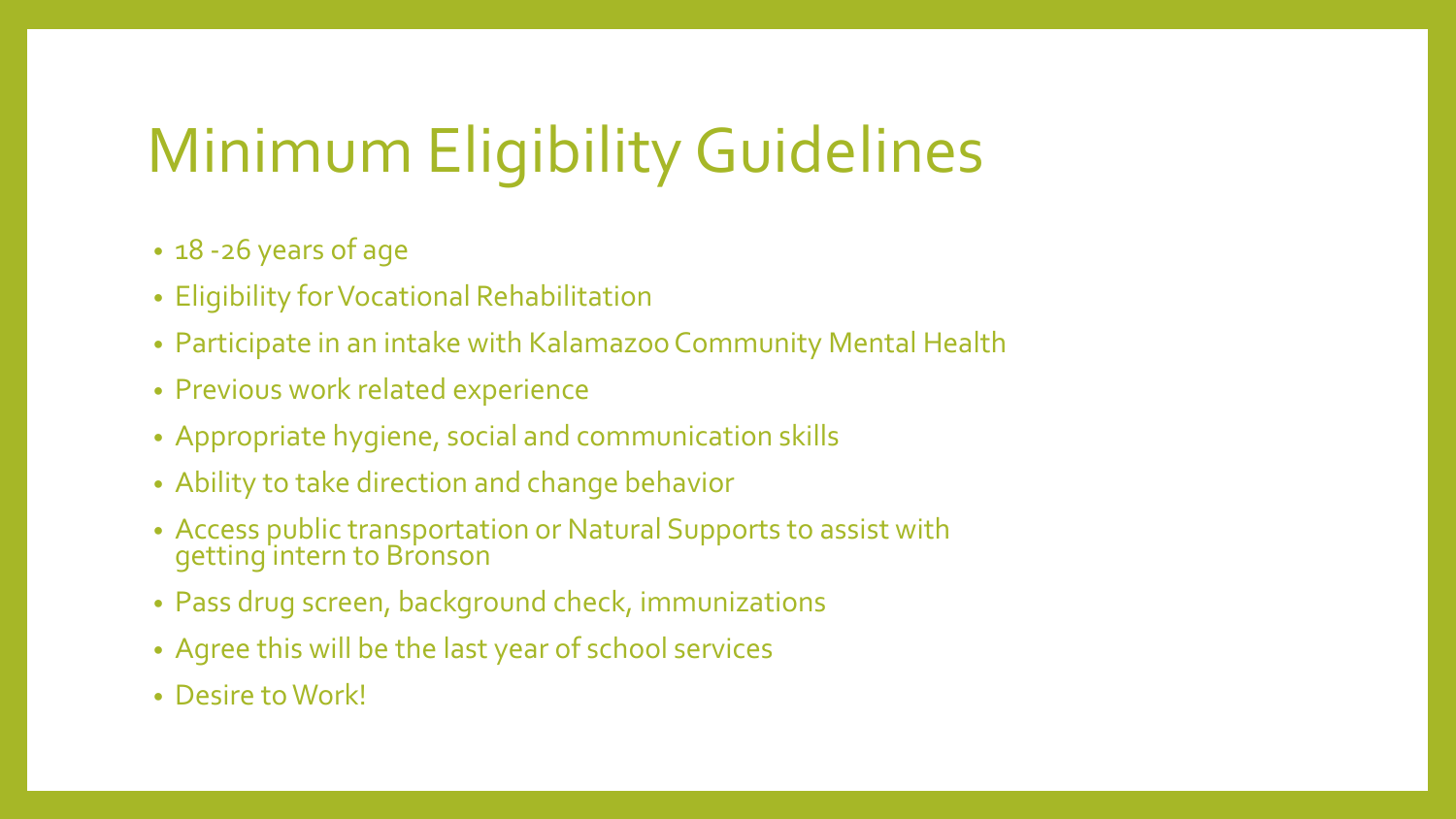# Minimum Eligibility Guidelines

- 18 -26 years of age
- Eligibility for Vocational Rehabilitation
- Participate in an intake with Kalamazoo Community Mental Health
- Previous work related experience
- Appropriate hygiene, social and communication skills
- Ability to take direction and change behavior
- Access public transportation or Natural Supports to assist with getting intern to Bronson
- Pass drug screen, background check, immunizations
- Agree this will be the last year of school services
- Desire to Work!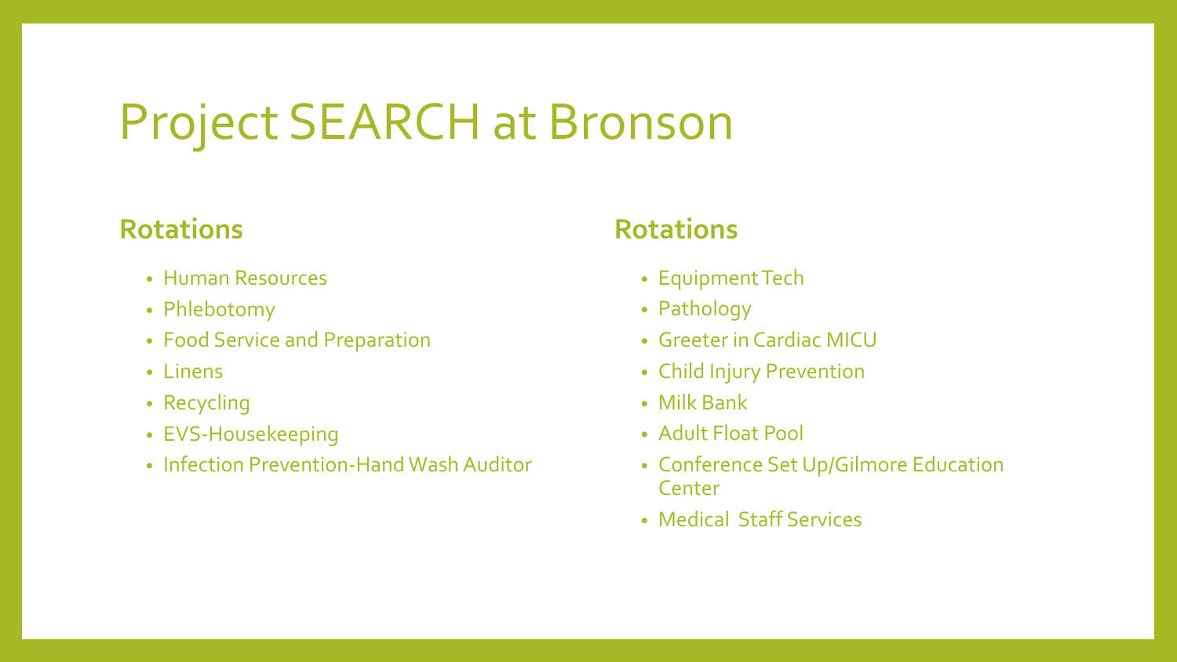# Project SEARCH at Bronson

### Rotations

- Human Resources
- Phlebotomy
- Food Service and Preparation
- Linens
- Recycling
- EVS-Housekeeping
- Infection Prevention-Hand Wash Auditor

### Rotations

- Equipment Tech
- Pathology
- Greeter in Cardiac MICU
- Child Injury Prevention
- Milk Bank
- Adult Float Pool
- Conference Set Up/Gilmore Education Center
- Medical Staff Services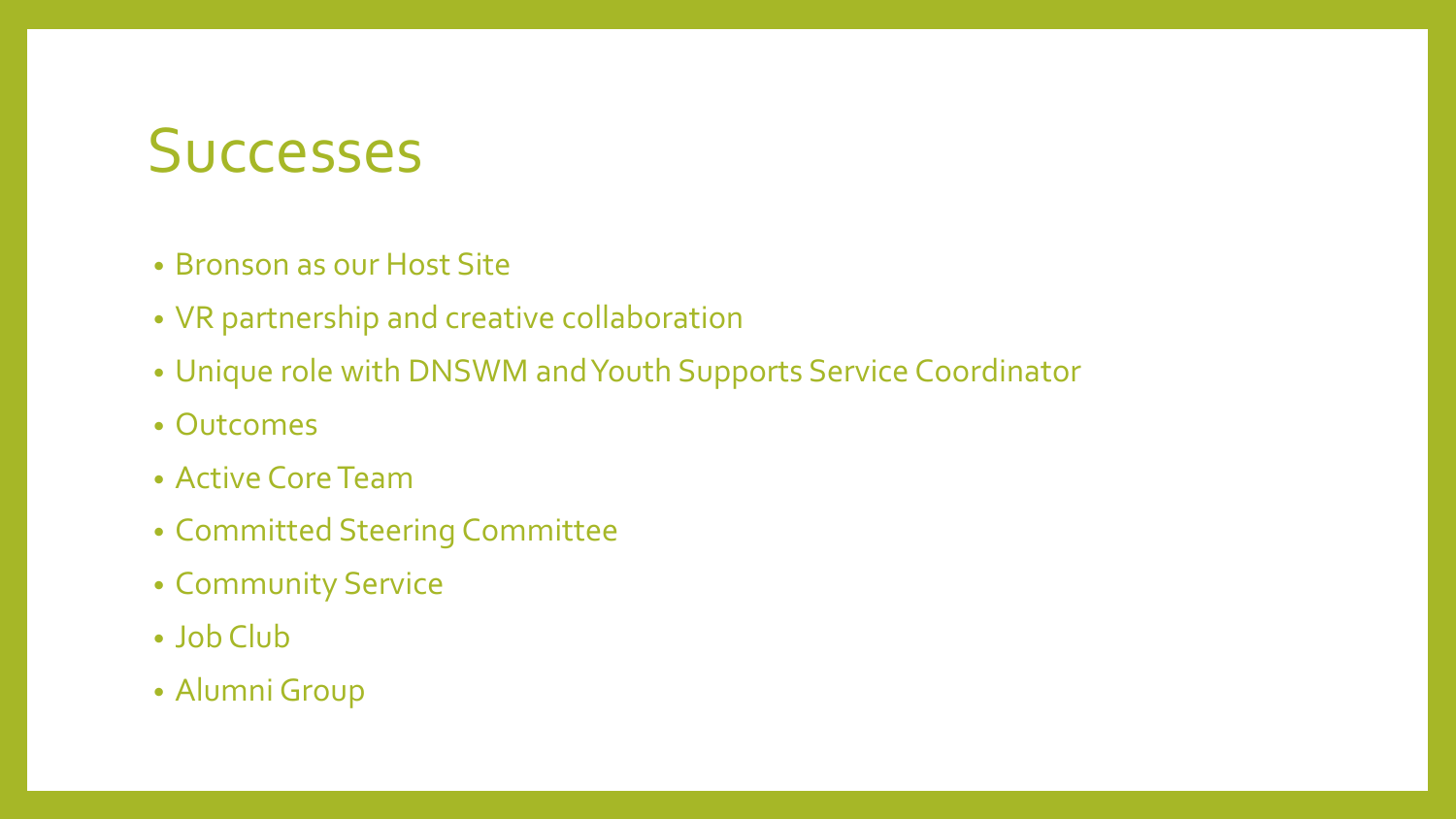# Successes

- Bronson as our Host Site
- VR partnership and creative collaboration
- Unique role with DNSWM and Youth Supports Service Coordinator
- Outcomes
- Active Core Team
- Committed Steering Committee
- Community Service
- Job Club
- Alumni Group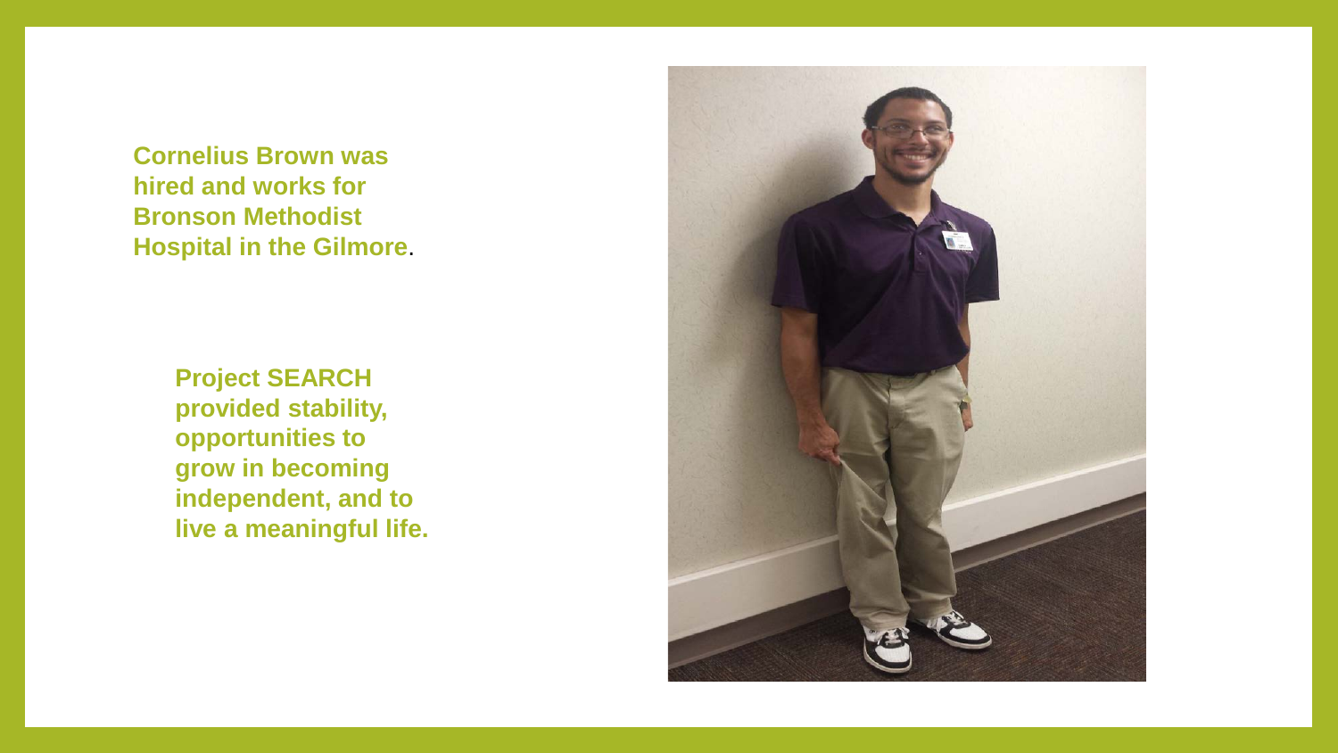**Cornelius Brown was hired and works for Bronson Methodist Hospital in the Gilmore**.

**Project SEARCH provided stability, opportunities to grow in becoming independent, and to live a meaningful life.**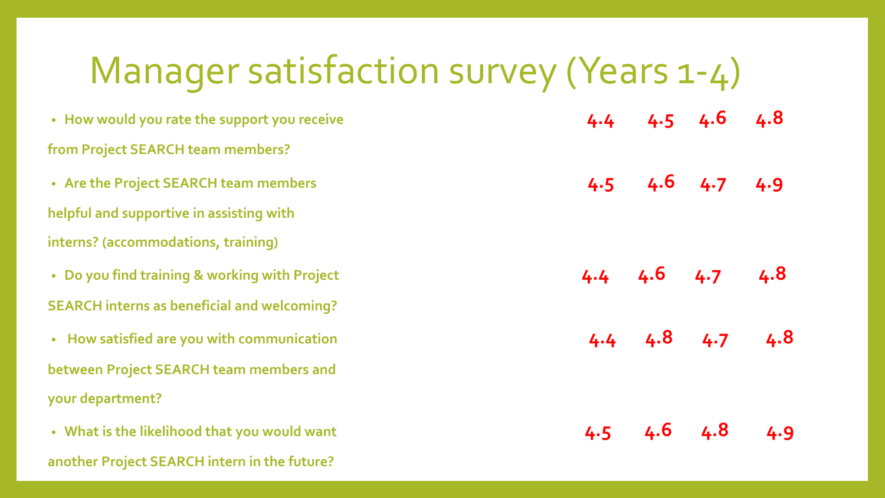# Manager satisfaction survey (Years 1-4)

| Question | | | | |
|---|---|---|---|---|
| How would you rate the support you receive from Project SEARCH team members? | 4.4 | 4.5 | 4.6 | 4.8 |
| Are the Project SEARCH team members helpful and supportive in assisting with interns? (accommodations, training) | 4.5 | 4.6 | 4.7 | 4.9 |
| Do you find training & working with Project SEARCH interns as beneficial and welcoming? | 4.4 | 4.6 | 4.7 | 4.8 |
| How satisfied are you with communication between Project SEARCH team members and your department? | 4.4 | 4.8 | 4.7 | 4.8 |
| What is the likelihood that you would want another Project SEARCH intern in the future? | 4.5 | 4.6 | 4.8 | 4.9 |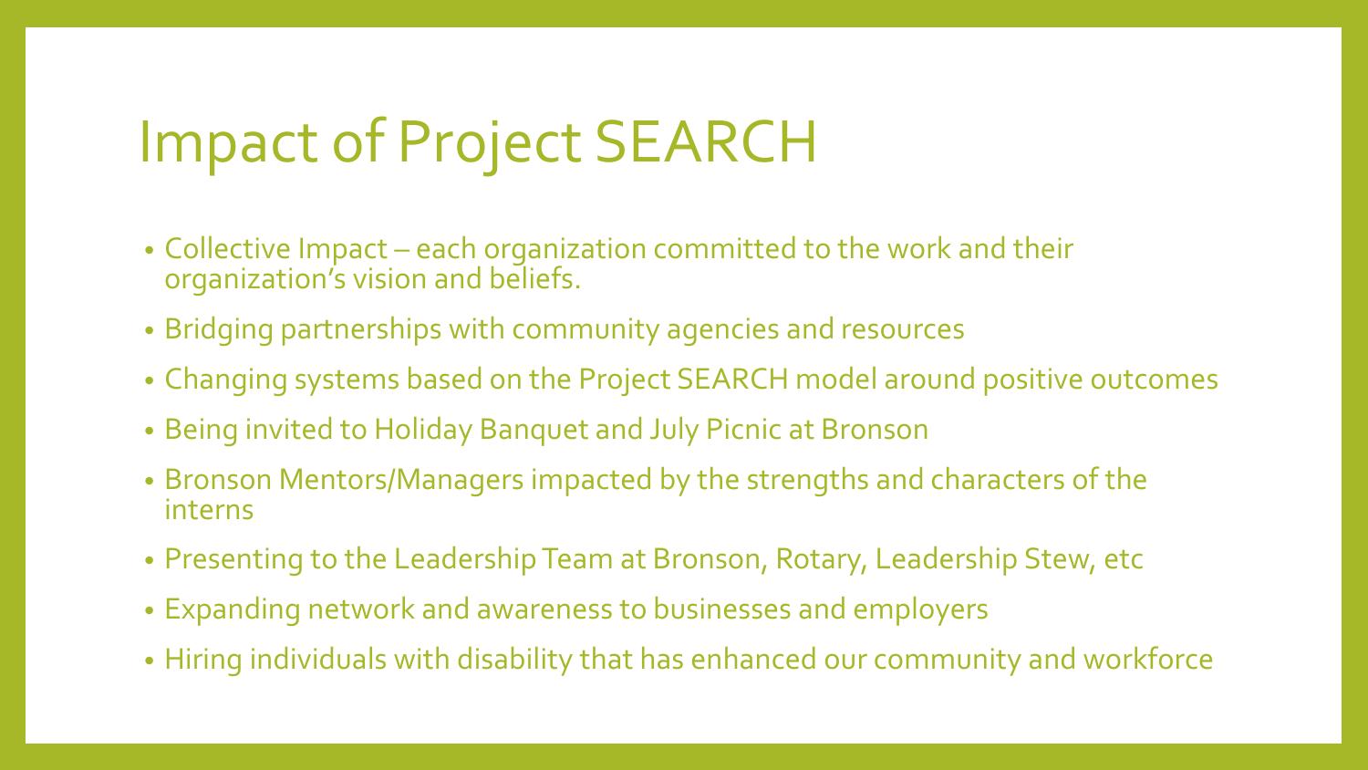# Impact of Project SEARCH

- Collective Impact – each organization committed to the work and their organization's vision and beliefs.
- Bridging partnerships with community agencies and resources
- Changing systems based on the Project SEARCH model around positive outcomes
- Being invited to Holiday Banquet and July Picnic at Bronson
- Bronson Mentors/Managers impacted by the strengths and characters of the interns
- Presenting to the Leadership Team at Bronson, Rotary, Leadership Stew, etc
- Expanding network and awareness to businesses and employers
- Hiring individuals with disability that has enhanced our community and workforce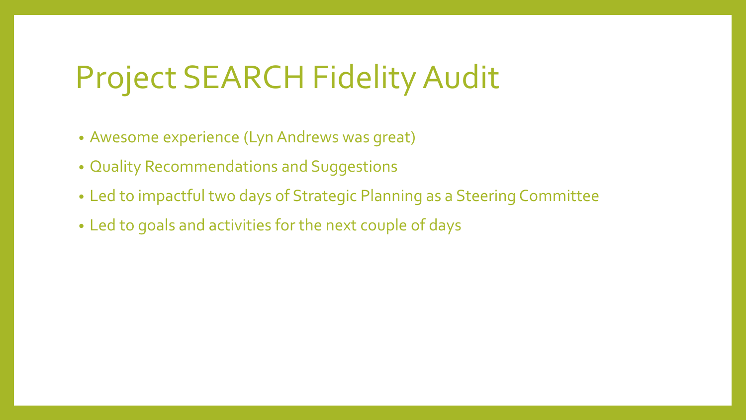# Project SEARCH Fidelity Audit

- Awesome experience (Lyn Andrews was great)
- Quality Recommendations and Suggestions
- Led to impactful two days of Strategic Planning as a Steering Committee
- Led to goals and activities for the next couple of days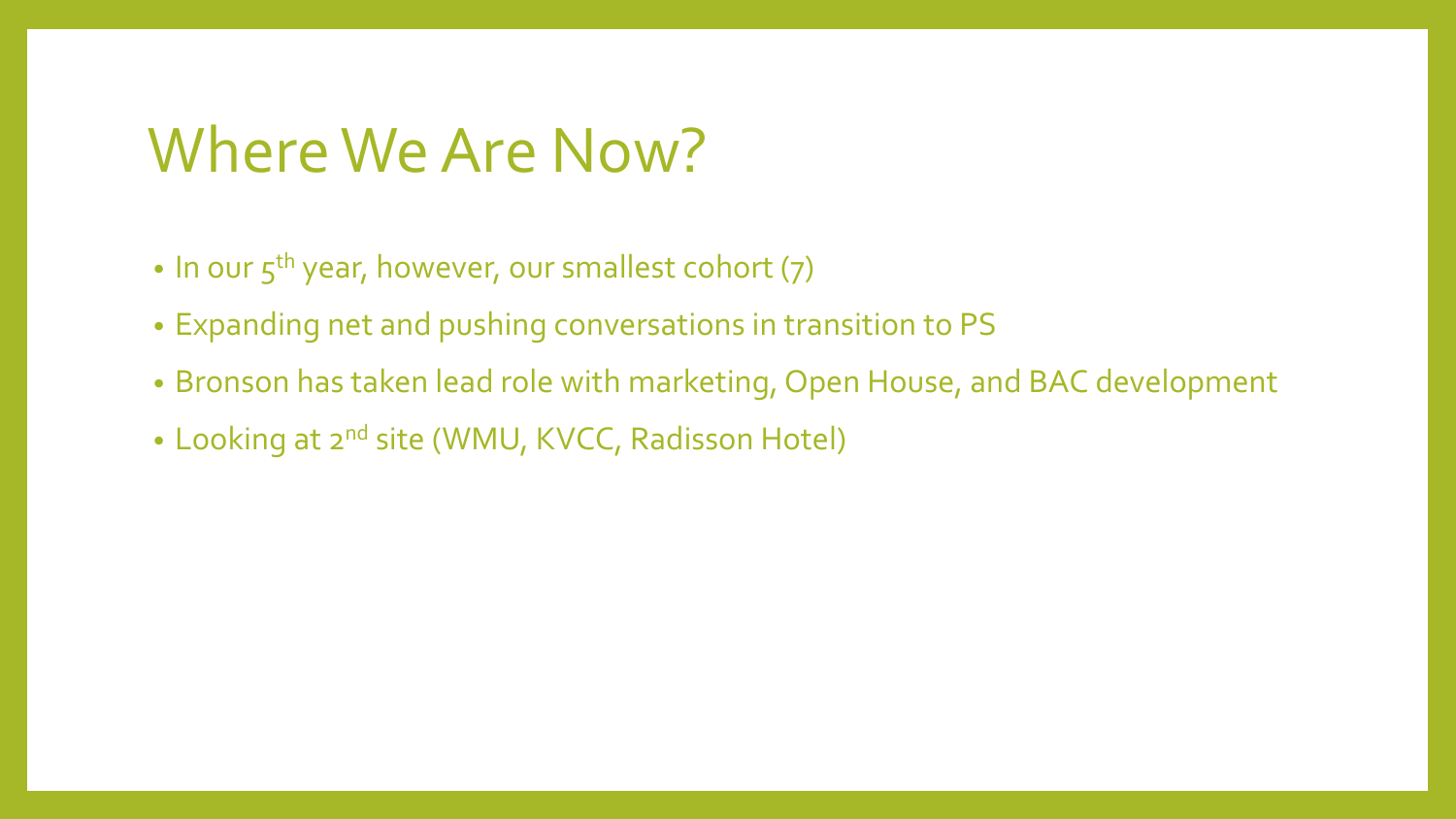# Where We Are Now?

- In our 5th year, however, our smallest cohort (7)
- Expanding net and pushing conversations in transition to PS
- Bronson has taken lead role with marketing, Open House, and BAC development
- Looking at 2nd site (WMU, KVCC, Radisson Hotel)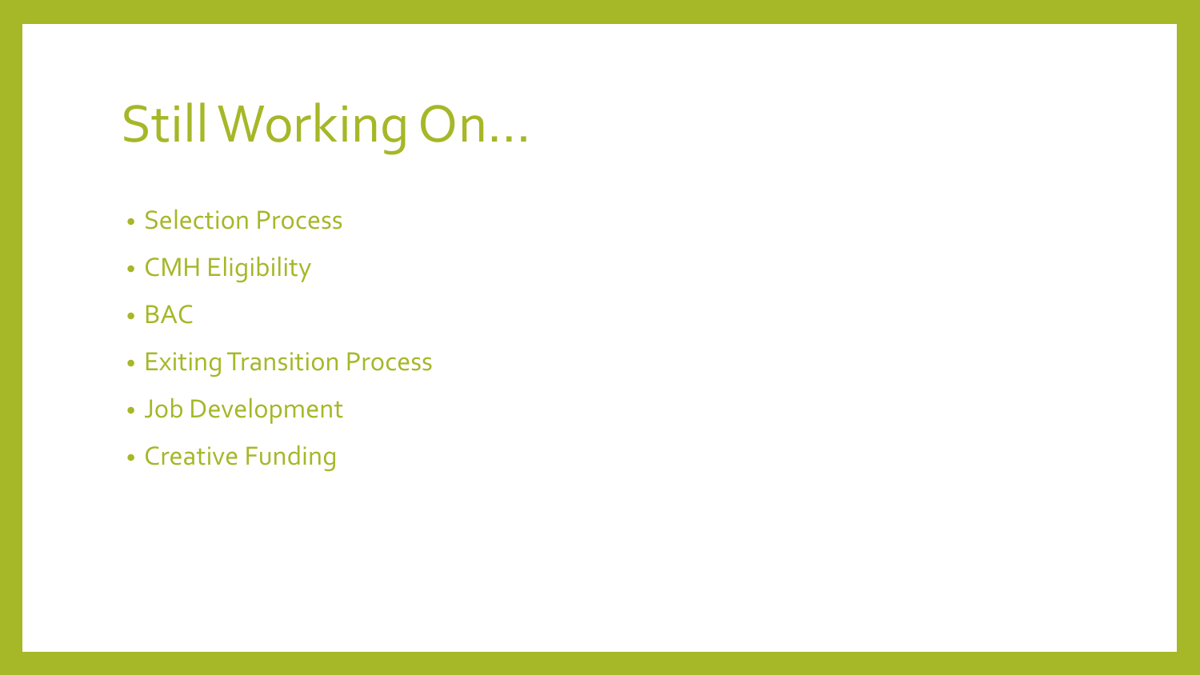# Still Working On…

- Selection Process
- CMH Eligibility
- BAC
- Exiting Transition Process
- Job Development
- Creative Funding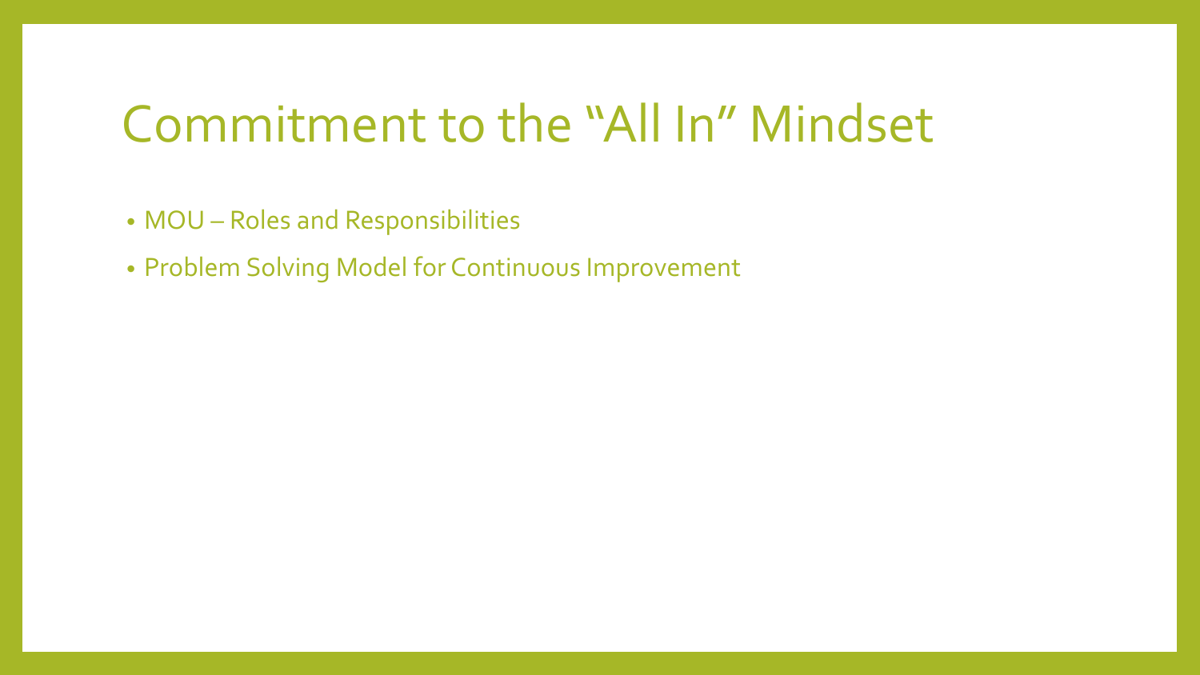# Commitment to the “All In” Mindset

- MOU – Roles and Responsibilities
- Problem Solving Model for Continuous Improvement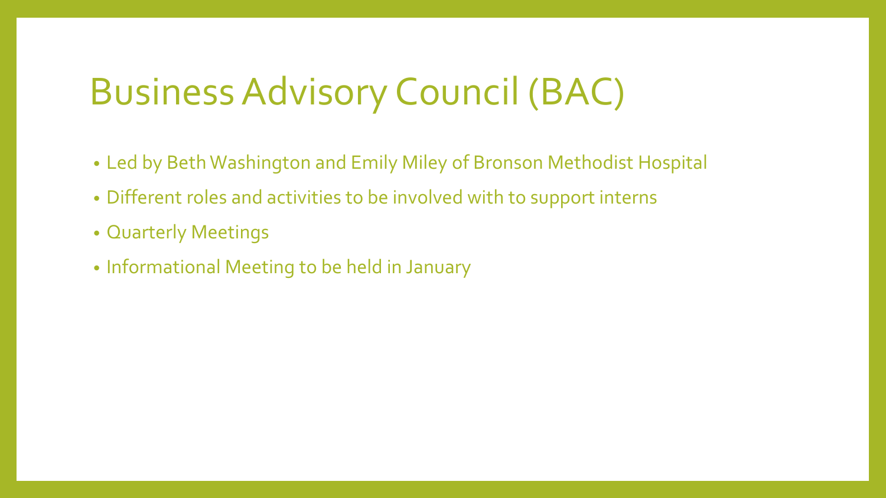# Business Advisory Council (BAC)

- Led by Beth Washington and Emily Miley of Bronson Methodist Hospital
- Different roles and activities to be involved with to support interns
- Quarterly Meetings
- Informational Meeting to be held in January